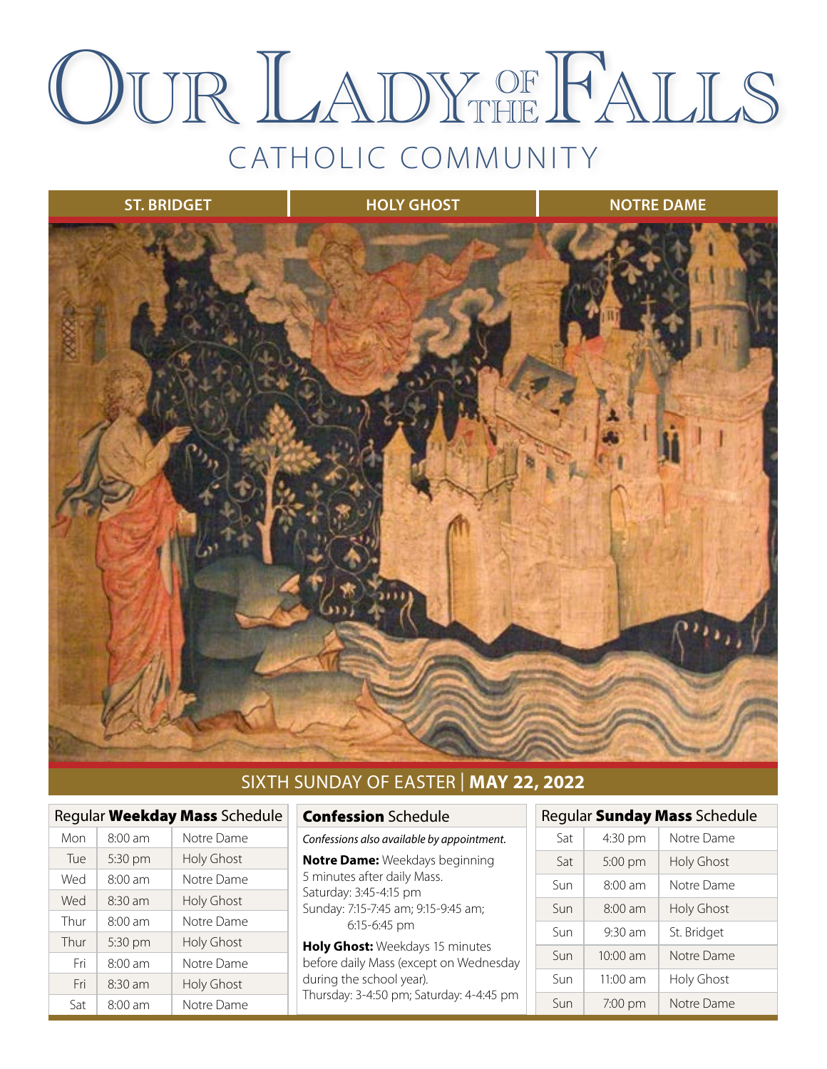# OUR LADY OF THE FALLS

## CATHOLIC COMMUNITY

ST. BRIDGET | HOLY GHOST | NOTRE DAME

SIXTH SUNDAY OF EASTER | **MAY 22, 2022**

### Regular **Weekday Mass** Schedule

| Day | Time | Location |
|---|---|---|
| Mon | 8:00 am | Notre Dame |
| Tue | 5:30 pm | Holy Ghost |
| Wed | 8:00 am | Notre Dame |
| Wed | 8:30 am | Holy Ghost |
| Thur | 8:00 am | Notre Dame |
| Thur | 5:30 pm | Holy Ghost |
| Fri | 8:00 am | Notre Dame |
| Fri | 8:30 am | Holy Ghost |
| Sat | 8:00 am | Notre Dame |

### **Confession** Schedule

*Confessions also available by appointment.*

**Notre Dame:** Weekdays beginning 5 minutes after daily Mass.
Saturday: 3:45-4:15 pm
Sunday: 7:15-7:45 am; 9:15-9:45 am; 6:15-6:45 pm

**Holy Ghost:** Weekdays 15 minutes before daily Mass (except on Wednesday during the school year).
Thursday: 3-4:50 pm; Saturday: 4-4:45 pm

### Regular **Sunday Mass** Schedule

| Day | Time | Location |
|---|---|---|
| Sat | 4:30 pm | Notre Dame |
| Sat | 5:00 pm | Holy Ghost |
| Sun | 8:00 am | Notre Dame |
| Sun | 8:00 am | Holy Ghost |
| Sun | 9:30 am | St. Bridget |
| Sun | 10:00 am | Notre Dame |
| Sun | 11:00 am | Holy Ghost |
| Sun | 7:00 pm | Notre Dame |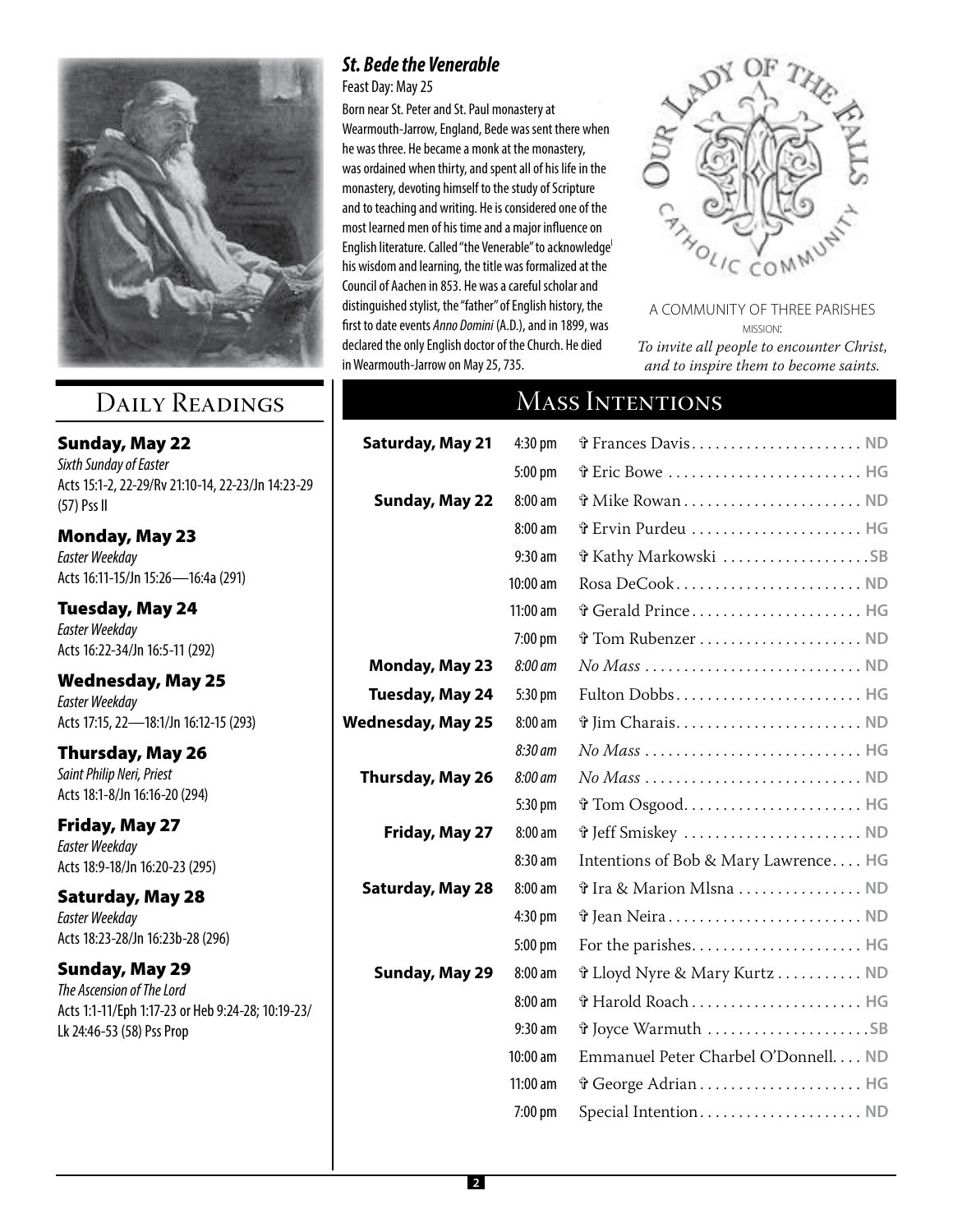### *St. Bede the Venerable*

Feast Day: May 25

Born near St. Peter and St. Paul monastery at Wearmouth-Jarrow, England, Bede was sent there when he was three. He became a monk at the monastery, was ordained when thirty, and spent all of his life in the monastery, devoting himself to the study of Scripture and to teaching and writing. He is considered one of the most learned men of his time and a major influence on English literature. Called "the Venerable" to acknowledge his wisdom and learning, the title was formalized at the Council of Aachen in 853. He was a careful scholar and distinguished stylist, the "father" of English history, the first to date events *Anno Domini* (A.D.), and in 1899, was declared the only English doctor of the Church. He died in Wearmouth-Jarrow on May 25, 735.

OUR LADY OF THE FALLS CATHOLIC COMMUNITY

A COMMUNITY OF THREE PARISHES

MISSION:

*To invite all people to encounter Christ, and to inspire them to become saints.*

## Daily Readings

**Sunday, May 22**
*Sixth Sunday of Easter*
Acts 15:1-2, 22-29/Rv 21:10-14, 22-23/Jn 14:23-29 (57) Pss II

**Monday, May 23**
*Easter Weekday*
Acts 16:11-15/Jn 15:26—16:4a (291)

**Tuesday, May 24**
*Easter Weekday*
Acts 16:22-34/Jn 16:5-11 (292)

**Wednesday, May 25**
*Easter Weekday*
Acts 17:15, 22—18:1/Jn 16:12-15 (293)

**Thursday, May 26**
*Saint Philip Neri, Priest*
Acts 18:1-8/Jn 16:16-20 (294)

**Friday, May 27**
*Easter Weekday*
Acts 18:9-18/Jn 16:20-23 (295)

**Saturday, May 28**
*Easter Weekday*
Acts 18:23-28/Jn 16:23b-28 (296)

**Sunday, May 29**
*The Ascension of The Lord*
Acts 1:1-11/Eph 1:17-23 or Heb 9:24-28; 10:19-23/ Lk 24:46-53 (58) Pss Prop

## Mass Intentions

| Day | Time | Intention | Site |
|---|---|---|---|
| **Saturday, May 21** | 4:30 pm | ✞ Frances Davis | ND |
| | 5:00 pm | ✞ Eric Bowe | HG |
| **Sunday, May 22** | 8:00 am | ✞ Mike Rowan | ND |
| | 8:00 am | ✞ Ervin Purdeu | HG |
| | 9:30 am | ✞ Kathy Markowski | SB |
| | 10:00 am | Rosa DeCook | ND |
| | 11:00 am | ✞ Gerald Prince | HG |
| | 7:00 pm | ✞ Tom Rubenzer | ND |
| **Monday, May 23** | *8:00 am* | *No Mass* | ND |
| **Tuesday, May 24** | 5:30 pm | Fulton Dobbs | HG |
| **Wednesday, May 25** | 8:00 am | ✞ Jim Charais | ND |
| | *8:30 am* | *No Mass* | HG |
| **Thursday, May 26** | *8:00 am* | *No Mass* | ND |
| | 5:30 pm | ✞ Tom Osgood | HG |
| **Friday, May 27** | 8:00 am | ✞ Jeff Smiskey | ND |
| | 8:30 am | Intentions of Bob & Mary Lawrence | HG |
| **Saturday, May 28** | 8:00 am | ✞ Ira & Marion Mlsna | ND |
| | 4:30 pm | ✞ Jean Neira | ND |
| | 5:00 pm | For the parishes | HG |
| **Sunday, May 29** | 8:00 am | ✞ Lloyd Nyre & Mary Kurtz | ND |
| | 8:00 am | ✞ Harold Roach | HG |
| | 9:30 am | ✞ Joyce Warmuth | SB |
| | 10:00 am | Emmanuel Peter Charbel O'Donnell | ND |
| | 11:00 am | ✞ George Adrian | HG |
| | 7:00 pm | Special Intention | ND |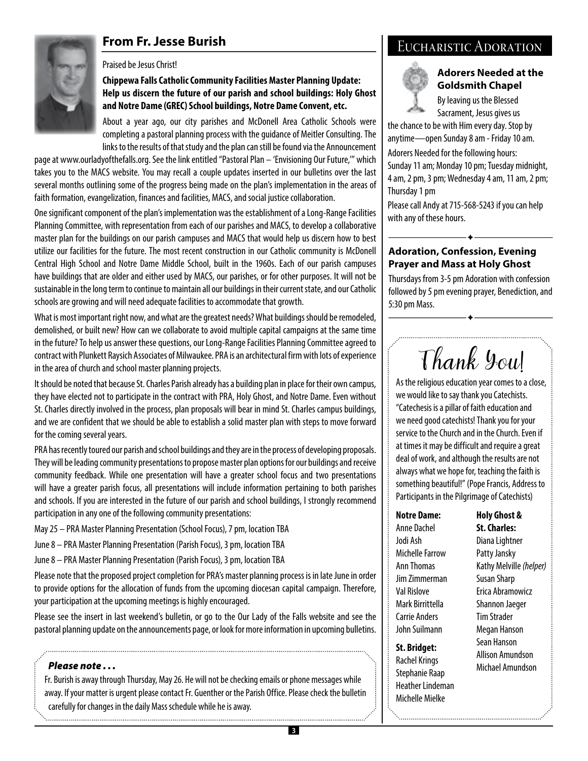## From Fr. Jesse Burish

Praised be Jesus Christ!

**Chippewa Falls Catholic Community Facilities Master Planning Update: Help us discern the future of our parish and school buildings: Holy Ghost and Notre Dame (GREC) School buildings, Notre Dame Convent, etc.**

About a year ago, our city parishes and McDonell Area Catholic Schools were completing a pastoral planning process with the guidance of Meitler Consulting. The links to the results of that study and the plan can still be found via the Announcement page at www.ourladyofthefalls.org. See the link entitled "Pastoral Plan – 'Envisioning Our Future,'" which takes you to the MACS website. You may recall a couple updates inserted in our bulletins over the last several months outlining some of the progress being made on the plan's implementation in the areas of faith formation, evangelization, finances and facilities, MACS, and social justice collaboration.

One significant component of the plan's implementation was the establishment of a Long-Range Facilities Planning Committee, with representation from each of our parishes and MACS, to develop a collaborative master plan for the buildings on our parish campuses and MACS that would help us discern how to best utilize our facilities for the future. The most recent construction in our Catholic community is McDonell Central High School and Notre Dame Middle School, built in the 1960s. Each of our parish campuses have buildings that are older and either used by MACS, our parishes, or for other purposes. It will not be sustainable in the long term to continue to maintain all our buildings in their current state, and our Catholic schools are growing and will need adequate facilities to accommodate that growth.

What is most important right now, and what are the greatest needs? What buildings should be remodeled, demolished, or built new? How can we collaborate to avoid multiple capital campaigns at the same time in the future? To help us answer these questions, our Long-Range Facilities Planning Committee agreed to contract with Plunkett Raysich Associates of Milwaukee. PRA is an architectural firm with lots of experience in the area of church and school master planning projects.

It should be noted that because St. Charles Parish already has a building plan in place for their own campus, they have elected not to participate in the contract with PRA, Holy Ghost, and Notre Dame. Even without St. Charles directly involved in the process, plan proposals will bear in mind St. Charles campus buildings, and we are confident that we should be able to establish a solid master plan with steps to move forward for the coming several years.

PRA has recently toured our parish and school buildings and they are in the process of developing proposals. They will be leading community presentations to propose master plan options for our buildings and receive community feedback. While one presentation will have a greater school focus and two presentations will have a greater parish focus, all presentations will include information pertaining to both parishes and schools. If you are interested in the future of our parish and school buildings, I strongly recommend participation in any one of the following community presentations:

May 25 – PRA Master Planning Presentation (School Focus), 7 pm, location TBA

June 8 – PRA Master Planning Presentation (Parish Focus), 3 pm, location TBA

June 8 – PRA Master Planning Presentation (Parish Focus), 3 pm, location TBA

Please note that the proposed project completion for PRA's master planning process is in late June in order to provide options for the allocation of funds from the upcoming diocesan capital campaign. Therefore, your participation at the upcoming meetings is highly encouraged.

Please see the insert in last weekend's bulletin, or go to the Our Lady of the Falls website and see the pastoral planning update on the announcements page, or look for more information in upcoming bulletins.

***Please note . . .***

Fr. Burish is away through Thursday, May 26. He will not be checking emails or phone messages while away. If your matter is urgent please contact Fr. Guenther or the Parish Office. Please check the bulletin carefully for changes in the daily Mass schedule while he is away.

## Eucharistic Adoration

### Adorers Needed at the Goldsmith Chapel

By leaving us the Blessed Sacrament, Jesus gives us the chance to be with Him every day. Stop by anytime—open Sunday 8 am - Friday 10 am.

Adorers Needed for the following hours:
Sunday 11 am; Monday 10 pm; Tuesday midnight, 4 am, 2 pm, 3 pm; Wednesday 4 am, 11 am, 2 pm; Thursday 1 pm

Please call Andy at 715-568-5243 if you can help with any of these hours.

### Adoration, Confession, Evening Prayer and Mass at Holy Ghost

Thursdays from 3-5 pm Adoration with confession followed by 5 pm evening prayer, Benediction, and 5:30 pm Mass.

## Thank You!

As the religious education year comes to a close, we would like to say thank you Catechists. "Catechesis is a pillar of faith education and we need good catechists! Thank you for your service to the Church and in the Church. Even if at times it may be difficult and require a great deal of work, and although the results are not always what we hope for, teaching the faith is something beautiful!" (Pope Francis, Address to Participants in the Pilgrimage of Catechists)

**Notre Dame:**
Anne Dachel
Jodi Ash
Michelle Farrow
Ann Thomas
Jim Zimmerman
Val Rislove
Mark Birrittella
Carrie Anders
John Suilmann

**St. Bridget:**
Rachel Krings
Stephanie Raap
Heather Lindeman
Michelle Mielke

**Holy Ghost & St. Charles:**
Diana Lightner
Patty Jansky
Kathy Melville *(helper)*
Susan Sharp
Erica Abramowicz
Shannon Jaeger
Tim Strader
Megan Hanson
Sean Hanson
Allison Amundson
Michael Amundson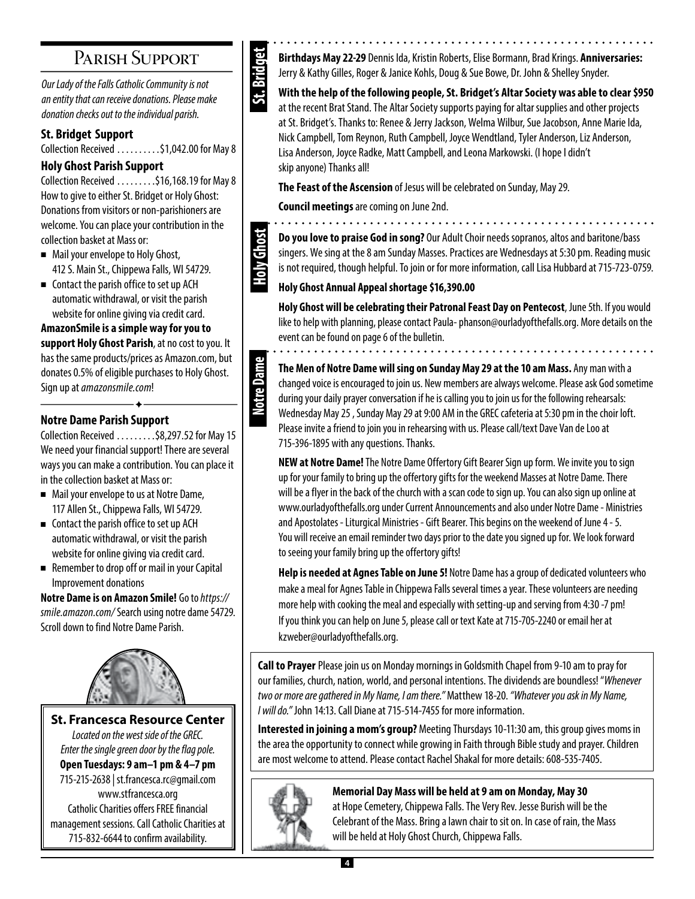## Parish Support

*Our Lady of the Falls Catholic Community is not an entity that can receive donations. Please make donation checks out to the individual parish.*

### St. Bridget Support

Collection Received . . . . . . . . . .$1,042.00 for May 8

### Holy Ghost Parish Support

Collection Received . . . . . . . . .$16,168.19 for May 8

How to give to either St. Bridget or Holy Ghost: Donations from visitors or non-parishioners are welcome. You can place your contribution in the collection basket at Mass or:

- Mail your envelope to Holy Ghost, 412 S. Main St., Chippewa Falls, WI 54729.
- Contact the parish office to set up ACH automatic withdrawal, or visit the parish website for online giving via credit card.

**AmazonSmile is a simple way for you to support Holy Ghost Parish**, at no cost to you. It has the same products/prices as Amazon.com, but donates 0.5% of eligible purchases to Holy Ghost. Sign up at *amazonsmile.com*!

### Notre Dame Parish Support

Collection Received . . . . . . . . .$8,297.52 for May 15

We need your financial support! There are several ways you can make a contribution. You can place it in the collection basket at Mass or:

- Mail your envelope to us at Notre Dame, 117 Allen St., Chippewa Falls, WI 54729.
- Contact the parish office to set up ACH automatic withdrawal, or visit the parish website for online giving via credit card.
- Remember to drop off or mail in your Capital Improvement donations

**Notre Dame is on Amazon Smile!** Go to *https://smile.amazon.com/* Search using notre dame 54729. Scroll down to find Notre Dame Parish.

### St. Francesca Resource Center

*Located on the west side of the GREC.*
*Enter the single green door by the flag pole.*

**Open Tuesdays: 9 am–1 pm & 4–7 pm**

715-215-2638 | st.francesca.rc@gmail.com

www.stfrancesca.org

Catholic Charities offers FREE financial management sessions. Call Catholic Charities at 715-832-6644 to confirm availability.

## St. Bridget

**Birthdays May 22-29** Dennis Ida, Kristin Roberts, Elise Bormann, Brad Krings. **Anniversaries:** Jerry & Kathy Gilles, Roger & Janice Kohls, Doug & Sue Bowe, Dr. John & Shelley Snyder.

**With the help of the following people, St. Bridget's Altar Society was able to clear $950** at the recent Brat Stand. The Altar Society supports paying for altar supplies and other projects at St. Bridget's. Thanks to: Renee & Jerry Jackson, Welma Wilbur, Sue Jacobson, Anne Marie Ida, Nick Campbell, Tom Reynon, Ruth Campbell, Joyce Wendtland, Tyler Anderson, Liz Anderson, Lisa Anderson, Joyce Radke, Matt Campbell, and Leona Markowski. (I hope I didn't skip anyone) Thanks all!

**The Feast of the Ascension** of Jesus will be celebrated on Sunday, May 29.

**Council meetings** are coming on June 2nd.

## Holy Ghost

**Do you love to praise God in song?** Our Adult Choir needs sopranos, altos and baritone/bass singers. We sing at the 8 am Sunday Masses. Practices are Wednesdays at 5:30 pm. Reading music is not required, though helpful. To join or for more information, call Lisa Hubbard at 715-723-0759.

**Holy Ghost Annual Appeal shortage $16,390.00**

**Holy Ghost will be celebrating their Patronal Feast Day on Pentecost**, June 5th. If you would like to help with planning, please contact Paula- phanson@ourladyofthefalls.org. More details on the event can be found on page 6 of the bulletin.

## Notre Dame

**The Men of Notre Dame will sing on Sunday May 29 at the 10 am Mass.** Any man with a changed voice is encouraged to join us. New members are always welcome. Please ask God sometime during your daily prayer conversation if he is calling you to join us for the following rehearsals: Wednesday May 25 , Sunday May 29 at 9:00 AM in the GREC cafeteria at 5:30 pm in the choir loft. Please invite a friend to join you in rehearsing with us. Please call/text Dave Van de Loo at 715-396-1895 with any questions. Thanks.

**NEW at Notre Dame!** The Notre Dame Offertory Gift Bearer Sign up form. We invite you to sign up for your family to bring up the offertory gifts for the weekend Masses at Notre Dame. There will be a flyer in the back of the church with a scan code to sign up. You can also sign up online at www.ourladyofthefalls.org under Current Announcements and also under Notre Dame - Ministries and Apostolates - Liturgical Ministries - Gift Bearer. This begins on the weekend of June 4 - 5. You will receive an email reminder two days prior to the date you signed up for. We look forward to seeing your family bring up the offertory gifts!

**Help is needed at Agnes Table on June 5!** Notre Dame has a group of dedicated volunteers who make a meal for Agnes Table in Chippewa Falls several times a year. These volunteers are needing more help with cooking the meal and especially with setting-up and serving from 4:30 -7 pm! If you think you can help on June 5, please call or text Kate at 715-705-2240 or email her at kzweber@ourladyofthefalls.org.

**Call to Prayer** Please join us on Monday mornings in Goldsmith Chapel from 9-10 am to pray for our families, church, nation, world, and personal intentions. The dividends are boundless! "*Whenever two or more are gathered in My Name, I am there.*" Matthew 18-20. *"Whatever you ask in My Name, I will do."* John 14:13. Call Diane at 715-514-7455 for more information.

**Interested in joining a mom's group?** Meeting Thursdays 10-11:30 am, this group gives moms in the area the opportunity to connect while growing in Faith through Bible study and prayer. Children are most welcome to attend. Please contact Rachel Shakal for more details: 608-535-7405.

**Memorial Day Mass will be held at 9 am on Monday, May 30** at Hope Cemetery, Chippewa Falls. The Very Rev. Jesse Burish will be the Celebrant of the Mass. Bring a lawn chair to sit on. In case of rain, the Mass will be held at Holy Ghost Church, Chippewa Falls.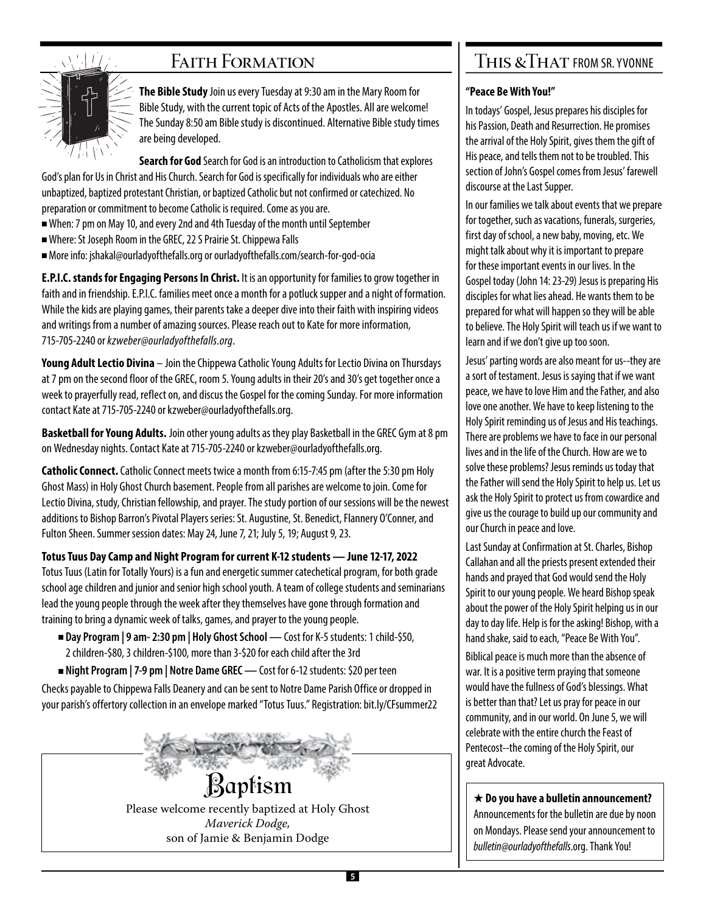## Faith Formation

**The Bible Study** Join us every Tuesday at 9:30 am in the Mary Room for Bible Study, with the current topic of Acts of the Apostles. All are welcome! The Sunday 8:50 am Bible study is discontinued. Alternative Bible study times are being developed.

**Search for God** Search for God is an introduction to Catholicism that explores God's plan for Us in Christ and His Church. Search for God is specifically for individuals who are either unbaptized, baptized protestant Christian, or baptized Catholic but not confirmed or catechized. No preparation or commitment to become Catholic is required. Come as you are.

- When: 7 pm on May 10, and every 2nd and 4th Tuesday of the month until September
- Where: St Joseph Room in the GREC, 22 S Prairie St. Chippewa Falls
- More info: jshakal@ourladyofthefalls.org or ourladyofthefalls.com/search-for-god-ocia

**E.P.I.C. stands for Engaging Persons In Christ.** It is an opportunity for families to grow together in faith and in friendship. E.P.I.C. families meet once a month for a potluck supper and a night of formation. While the kids are playing games, their parents take a deeper dive into their faith with inspiring videos and writings from a number of amazing sources. Please reach out to Kate for more information, 715-705-2240 or *kzweber@ourladyofthefalls.org*.

**Young Adult Lectio Divina** – Join the Chippewa Catholic Young Adults for Lectio Divina on Thursdays at 7 pm on the second floor of the GREC, room 5. Young adults in their 20's and 30's get together once a week to prayerfully read, reflect on, and discus the Gospel for the coming Sunday. For more information contact Kate at 715-705-2240 or kzweber@ourladyofthefalls.org.

**Basketball for Young Adults.** Join other young adults as they play Basketball in the GREC Gym at 8 pm on Wednesday nights. Contact Kate at 715-705-2240 or kzweber@ourladyofthefalls.org.

**Catholic Connect.** Catholic Connect meets twice a month from 6:15-7:45 pm (after the 5:30 pm Holy Ghost Mass) in Holy Ghost Church basement. People from all parishes are welcome to join. Come for Lectio Divina, study, Christian fellowship, and prayer. The study portion of our sessions will be the newest additions to Bishop Barron's Pivotal Players series: St. Augustine, St. Benedict, Flannery O'Conner, and Fulton Sheen. Summer session dates: May 24, June 7, 21; July 5, 19; August 9, 23.

**Totus Tuus Day Camp and Night Program for current K-12 students — June 12-17, 2022**

Totus Tuus (Latin for Totally Yours) is a fun and energetic summer catechetical program, for both grade school age children and junior and senior high school youth. A team of college students and seminarians lead the young people through the week after they themselves have gone through formation and training to bring a dynamic week of talks, games, and prayer to the young people.

- **Day Program | 9 am- 2:30 pm | Holy Ghost School —** Cost for K-5 students: 1 child-$50, 2 children-$80, 3 children-$100, more than 3-$20 for each child after the 3rd
- **Night Program | 7-9 pm | Notre Dame GREC —** Cost for 6-12 students: $20 per teen

Checks payable to Chippewa Falls Deanery and can be sent to Notre Dame Parish Office or dropped in your parish's offertory collection in an envelope marked "Totus Tuus." Registration: bit.ly/CFsummer22

## Baptism

Please welcome recently baptized at Holy Ghost
*Maverick Dodge,*
son of Jamie & Benjamin Dodge

## This & That from Sr. Yvonne

**"Peace Be With You!"**

In todays' Gospel, Jesus prepares his disciples for his Passion, Death and Resurrection. He promises the arrival of the Holy Spirit, gives them the gift of His peace, and tells them not to be troubled. This section of John's Gospel comes from Jesus' farewell discourse at the Last Supper.

In our families we talk about events that we prepare for together, such as vacations, funerals, surgeries, first day of school, a new baby, moving, etc. We might talk about why it is important to prepare for these important events in our lives. In the Gospel today (John 14: 23-29) Jesus is preparing His disciples for what lies ahead. He wants them to be prepared for what will happen so they will be able to believe. The Holy Spirit will teach us if we want to learn and if we don't give up too soon.

Jesus' parting words are also meant for us--they are a sort of testament. Jesus is saying that if we want peace, we have to love Him and the Father, and also love one another. We have to keep listening to the Holy Spirit reminding us of Jesus and His teachings. There are problems we have to face in our personal lives and in the life of the Church. How are we to solve these problems? Jesus reminds us today that the Father will send the Holy Spirit to help us. Let us ask the Holy Spirit to protect us from cowardice and give us the courage to build up our community and our Church in peace and love.

Last Sunday at Confirmation at St. Charles, Bishop Callahan and all the priests present extended their hands and prayed that God would send the Holy Spirit to our young people. We heard Bishop speak about the power of the Holy Spirit helping us in our day to day life. Help is for the asking! Bishop, with a hand shake, said to each, "Peace Be With You".

Biblical peace is much more than the absence of war. It is a positive term praying that someone would have the fullness of God's blessings. What is better than that? Let us pray for peace in our community, and in our world. On June 5, we will celebrate with the entire church the Feast of Pentecost--the coming of the Holy Spirit, our great Advocate.

★ **Do you have a bulletin announcement?** Announcements for the bulletin are due by noon on Mondays. Please send your announcement to *bulletin@ourladyofthefalls*.org. Thank You!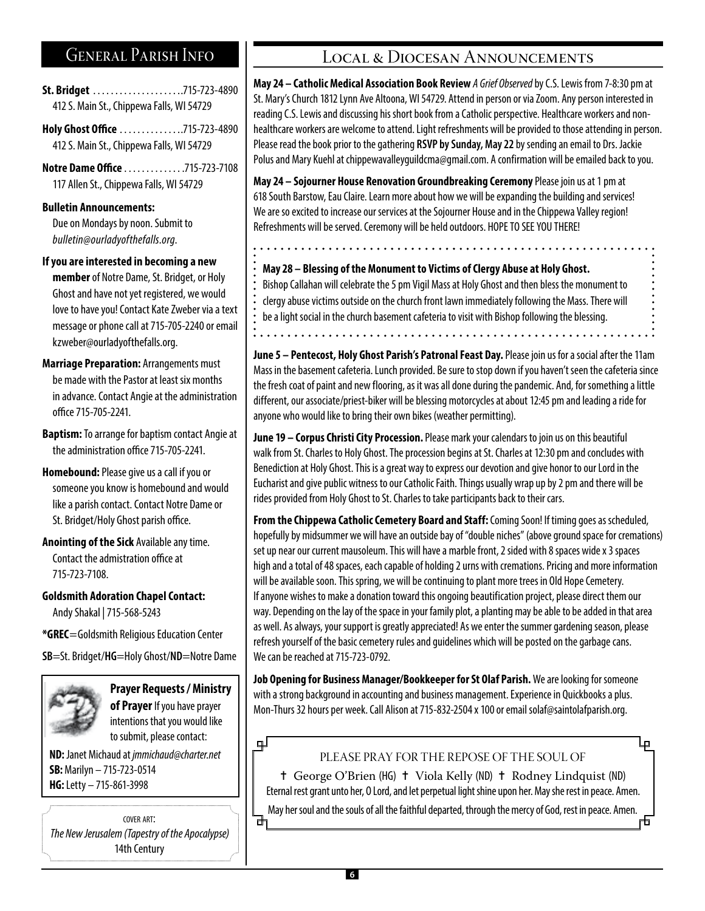## General Parish Info

**St. Bridget** .....................715-723-4890
412 S. Main St., Chippewa Falls, WI 54729

**Holy Ghost Office** ...............715-723-4890
412 S. Main St., Chippewa Falls, WI 54729

**Notre Dame Office** ..............715-723-7108
117 Allen St., Chippewa Falls, WI 54729

**Bulletin Announcements:**
Due on Mondays by noon. Submit to *bulletin@ourladyofthefalls.org*.

**If you are interested in becoming a new member** of Notre Dame, St. Bridget, or Holy Ghost and have not yet registered, we would love to have you! Contact Kate Zweber via a text message or phone call at 715-705-2240 or email kzweber@ourladyofthefalls.org.

**Marriage Preparation:** Arrangements must be made with the Pastor at least six months in advance. Contact Angie at the administration office 715-705-2241.

**Baptism:** To arrange for baptism contact Angie at the administration office 715-705-2241.

**Homebound:** Please give us a call if you or someone you know is homebound and would like a parish contact. Contact Notre Dame or St. Bridget/Holy Ghost parish office.

**Anointing of the Sick** Available any time. Contact the admistration office at 715-723-7108.

**Goldsmith Adoration Chapel Contact:**
Andy Shakal | 715-568-5243

***GREC**=Goldsmith Religious Education Center

**SB**=St. Bridget/**HG**=Holy Ghost/**ND**=Notre Dame

**Prayer Requests / Ministry of Prayer** If you have prayer intentions that you would like to submit, please contact:

**ND:** Janet Michaud at *jmmichaud@charter.net*
**SB:** Marilyn – 715-723-0514
**HG:** Letty – 715-861-3998

COVER ART:
*The New Jerusalem (Tapestry of the Apocalypse)*
14th Century

## Local & Diocesan Announcements

**May 24 – Catholic Medical Association Book Review** *A Grief Observed* by C.S. Lewis from 7-8:30 pm at St. Mary's Church 1812 Lynn Ave Altoona, WI 54729. Attend in person or via Zoom. Any person interested in reading C.S. Lewis and discussing his short book from a Catholic perspective. Healthcare workers and non-healthcare workers are welcome to attend. Light refreshments will be provided to those attending in person. Please read the book prior to the gathering **RSVP by Sunday, May 22** by sending an email to Drs. Jackie Polus and Mary Kuehl at chippewavalleyguildcma@gmail.com. A confirmation will be emailed back to you.

**May 24 – Sojourner House Renovation Groundbreaking Ceremony** Please join us at 1 pm at 618 South Barstow, Eau Claire. Learn more about how we will be expanding the building and services! We are so excited to increase our services at the Sojourner House and in the Chippewa Valley region! Refreshments will be served. Ceremony will be held outdoors. HOPE TO SEE YOU THERE!

**May 28 – Blessing of the Monument to Victims of Clergy Abuse at Holy Ghost.**
Bishop Callahan will celebrate the 5 pm Vigil Mass at Holy Ghost and then bless the monument to clergy abuse victims outside on the church front lawn immediately following the Mass. There will be a light social in the church basement cafeteria to visit with Bishop following the blessing.

**June 5 – Pentecost, Holy Ghost Parish's Patronal Feast Day.** Please join us for a social after the 11am Mass in the basement cafeteria. Lunch provided. Be sure to stop down if you haven't seen the cafeteria since the fresh coat of paint and new flooring, as it was all done during the pandemic. And, for something a little different, our associate/priest-biker will be blessing motorcycles at about 12:45 pm and leading a ride for anyone who would like to bring their own bikes (weather permitting).

**June 19 – Corpus Christi City Procession.** Please mark your calendars to join us on this beautiful walk from St. Charles to Holy Ghost. The procession begins at St. Charles at 12:30 pm and concludes with Benediction at Holy Ghost. This is a great way to express our devotion and give honor to our Lord in the Eucharist and give public witness to our Catholic Faith. Things usually wrap up by 2 pm and there will be rides provided from Holy Ghost to St. Charles to take participants back to their cars.

**From the Chippewa Catholic Cemetery Board and Staff:** Coming Soon! If timing goes as scheduled, hopefully by midsummer we will have an outside bay of "double niches" (above ground space for cremations) set up near our current mausoleum. This will have a marble front, 2 sided with 8 spaces wide x 3 spaces high and a total of 48 spaces, each capable of holding 2 urns with cremations. Pricing and more information will be available soon. This spring, we will be continuing to plant more trees in Old Hope Cemetery. If anyone wishes to make a donation toward this ongoing beautification project, please direct them our way. Depending on the lay of the space in your family plot, a planting may be able to be added in that area as well. As always, your support is greatly appreciated! As we enter the summer gardening season, please refresh yourself of the basic cemetery rules and guidelines which will be posted on the garbage cans. We can be reached at 715-723-0792.

**Job Opening for Business Manager/Bookkeeper for St Olaf Parish.** We are looking for someone with a strong background in accounting and business management. Experience in Quickbooks a plus. Mon-Thurs 32 hours per week. Call Alison at 715-832-2504 x 100 or email solaf@saintolafparish.org.

PLEASE PRAY FOR THE REPOSE OF THE SOUL OF

† George O'Brien (HG) † Viola Kelly (ND) † Rodney Lindquist (ND)

Eternal rest grant unto her, O Lord, and let perpetual light shine upon her. May she rest in peace. Amen.
May her soul and the souls of all the faithful departed, through the mercy of God, rest in peace. Amen.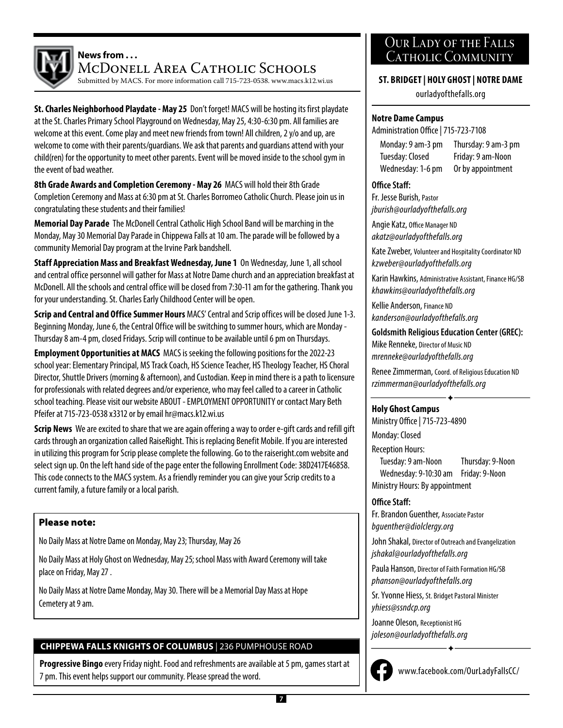## News from . . .

## McDonell Area Catholic Schools

Submitted by MACS. For more information call 715-723-0538. www.macs.k12.wi.us

**St. Charles Neighborhood Playdate - May 25** Don't forget! MACS will be hosting its first playdate at the St. Charles Primary School Playground on Wednesday, May 25, 4:30-6:30 pm. All families are welcome at this event. Come play and meet new friends from town! All children, 2 y/o and up, are welcome to come with their parents/guardians. We ask that parents and guardians attend with your child(ren) for the opportunity to meet other parents. Event will be moved inside to the school gym in the event of bad weather.

**8th Grade Awards and Completion Ceremony - May 26** MACS will hold their 8th Grade Completion Ceremony and Mass at 6:30 pm at St. Charles Borromeo Catholic Church. Please join us in congratulating these students and their families!

**Memorial Day Parade** The McDonell Central Catholic High School Band will be marching in the Monday, May 30 Memorial Day Parade in Chippewa Falls at 10 am. The parade will be followed by a community Memorial Day program at the Irvine Park bandshell.

**Staff Appreciation Mass and Breakfast Wednesday, June 1** On Wednesday, June 1, all school and central office personnel will gather for Mass at Notre Dame church and an appreciation breakfast at McDonell. All the schools and central office will be closed from 7:30-11 am for the gathering. Thank you for your understanding. St. Charles Early Childhood Center will be open.

**Scrip and Central and Office Summer Hours** MACS' Central and Scrip offices will be closed June 1-3. Beginning Monday, June 6, the Central Office will be switching to summer hours, which are Monday - Thursday 8 am-4 pm, closed Fridays. Scrip will continue to be available until 6 pm on Thursdays.

**Employment Opportunities at MACS** MACS is seeking the following positions for the 2022-23 school year: Elementary Principal, MS Track Coach, HS Science Teacher, HS Theology Teacher, HS Choral Director, Shuttle Drivers (morning & afternoon), and Custodian. Keep in mind there is a path to licensure for professionals with related degrees and/or experience, who may feel called to a career in Catholic school teaching. Please visit our website ABOUT - EMPLOYMENT OPPORTUNITY or contact Mary Beth Pfeifer at 715-723-0538 x3312 or by email hr@macs.k12.wi.us

**Scrip News** We are excited to share that we are again offering a way to order e-gift cards and refill gift cards through an organization called RaiseRight. This is replacing Benefit Mobile. If you are interested in utilizing this program for Scrip please complete the following. Go to the raiseright.com website and select sign up. On the left hand side of the page enter the following Enrollment Code: 38D2417E46858. This code connects to the MACS system. As a friendly reminder you can give your Scrip credits to a current family, a future family or a local parish.

### Please note:

No Daily Mass at Notre Dame on Monday, May 23; Thursday, May 26

No Daily Mass at Holy Ghost on Wednesday, May 25; school Mass with Award Ceremony will take place on Friday, May 27 .

No Daily Mass at Notre Dame Monday, May 30. There will be a Memorial Day Mass at Hope Cemetery at 9 am.

### CHIPPEWA FALLS KNIGHTS OF COLUMBUS | 236 PUMPHOUSE ROAD

**Progressive Bingo** every Friday night. Food and refreshments are available at 5 pm, games start at 7 pm. This event helps support our community. Please spread the word.

## Our Lady of the Falls Catholic Community

**ST. BRIDGET | HOLY GHOST | NOTRE DAME**

ourladyofthefalls.org

### Notre Dame Campus

Administration Office | 715-723-7108

Monday: 9 am-3 pm
Tuesday: Closed
Wednesday: 1-6 pm
Thursday: 9 am-3 pm
Friday: 9 am-Noon
Or by appointment

**Office Staff:**

Fr. Jesse Burish, Pastor
*jburish@ourladyofthefalls.org*

Angie Katz, Office Manager ND
*akatz@ourladyofthefalls.org*

Kate Zweber, Volunteer and Hospitality Coordinator ND
*kzweber@ourladyofthefalls.org*

Karin Hawkins, Administrative Assistant, Finance HG/SB
*khawkins@ourladyofthefalls.org*

Kellie Anderson, Finance ND
*kanderson@ourladyofthefalls.org*

**Goldsmith Religious Education Center (GREC):**

Mike Renneke, Director of Music ND
*mrenneke@ourladyofthefalls.org*

Renee Zimmerman, Coord. of Religious Education ND
*rzimmerman@ourladyofthefalls.org*

### Holy Ghost Campus

Ministry Office | 715-723-4890

Monday: Closed

Reception Hours:
Tuesday: 9 am-Noon
Wednesday: 9-10:30 am
Thursday: 9-Noon
Friday: 9-Noon

Ministry Hours: By appointment

**Office Staff:**

Fr. Brandon Guenther, Associate Pastor
*bguenther@diolclergy.org*

John Shakal, Director of Outreach and Evangelization
*jshakal@ourladyofthefalls.org*

Paula Hanson, Director of Faith Formation HG/SB
*phanson@ourladyofthefalls.org*

Sr. Yvonne Hiess, St. Bridget Pastoral Minister
*yhiess@ssndcp.org*

Joanne Oleson, Receptionist HG
*joleson@ourladyofthefalls.org*

www.facebook.com/OurLadyFallsCC/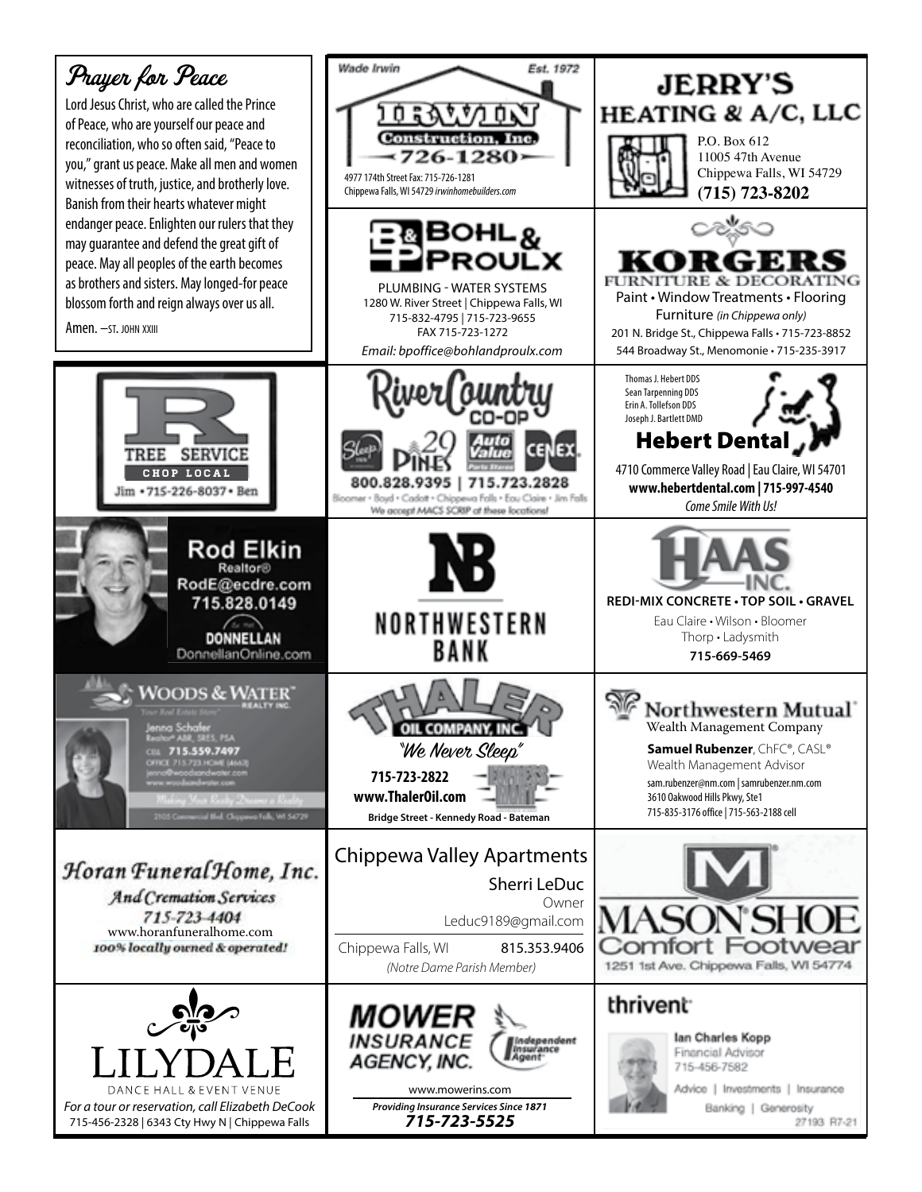## Prayer for Peace

Lord Jesus Christ, who are called the Prince of Peace, who are yourself our peace and reconciliation, who so often said, "Peace to you," grant us peace. Make all men and women witnesses of truth, justice, and brotherly love. Banish from their hearts whatever might endanger peace. Enlighten our rulers that they may guarantee and defend the great gift of peace. May all peoples of the earth becomes as brothers and sisters. May longed-for peace blossom forth and reign always over us all.

Amen. –ST. JOHN XXIII

---

Wade Irwin Est. 1972

**IRWIN Construction, Inc.**

726-1280

4977 174th Street Fax: 715-726-1281
Chippewa Falls, WI 54729 *irwinhomebuilders.com*

---

**JERRY'S HEATING & A/C, LLC**

P.O. Box 612
11005 47th Avenue
Chippewa Falls, WI 54729
**(715) 723-8202**

---

**BOHL & PROULX**

PLUMBING - WATER SYSTEMS
1280 W. River Street | Chippewa Falls, WI
715-832-4795 | 715-723-9655
FAX 715-723-1272
*Email: bpoffice@bohlandproulx.com*

---

**KORGERS**
FURNITURE & DECORATING
Paint • Window Treatments • Flooring
Furniture *(in Chippewa only)*
201 N. Bridge St., Chippewa Falls • 715-723-8852
544 Broadway St., Menomonie • 715-235-3917

---

**R TREE SERVICE**
CHOP LOCAL
Jim • 715-226-8037 • Ben

---

**River Country CO-OP**
Sleep Inn · 29 Pines · Auto Value Parts Stores · CENEX
800.828.9395 | 715.723.2828
Bloomer • Boyd • Cadott • Chippewa Falls • Eau Claire • Jim Falls
We accept MACS SCRIP at these locations!

---

Thomas J. Hebert DDS
Sean Tarpenning DDS
Erin A. Tollefson DDS
Joseph J. Bartlett DMD

**Hebert Dental**

4710 Commerce Valley Road | Eau Claire, WI 54701
**www.hebertdental.com | 715-997-4540**
*Come Smile With Us!*

---

**Rod Elkin**
Realtor®
RodE@ecdre.com
715.828.0149
DONNELLAN
DonnellanOnline.com

---

**NB NORTHWESTERN BANK**

---

**HAAS INC.**
REDI-MIX CONCRETE • TOP SOIL • GRAVEL
Eau Claire • Wilson • Bloomer
Thorp • Ladysmith
**715-669-5469**

---

**WOODS & WATER REALTY INC.**
Your Real Estate Store
Jenna Schafer
Realtor® ABR, SRES, PSA
CELL 715.559.7497
OFFICE 715.723.HOME (4663)
jenna@woodsandwater.com
www.woodsandwater.com
Making Your Realty Dreams a Reality
2105 Commercial Blvd. Chippewa Falls, WI 54729

---

**THALER OIL COMPANY, INC.**
*"We Never Sleep"*
**715-723-2822**
**www.ThalerOil.com**
EXPRESS MART
**Bridge Street - Kennedy Road - Bateman**

---

**Northwestern Mutual**
Wealth Management Company
**Samuel Rubenzer**, ChFC®, CASL®
Wealth Management Advisor
sam.rubenzer@nm.com | samrubenzer.nm.com
3610 Oakwood Hills Pkwy, Ste1
715-835-3176 office | 715-563-2188 cell

---

**Horan Funeral Home, Inc.**
*And Cremation Services*
715-723-4404
www.horanfuneralhome.com
*100% locally owned & operated!*

---

**Chippewa Valley Apartments**
Sherri LeDuc
Owner
Leduc9189@gmail.com
Chippewa Falls, WI 815.353.9406
*(Notre Dame Parish Member)*

---

**MASON SHOE Comfort Footwear**
1251 1st Ave. Chippewa Falls, WI 54774

---

**LILYDALE**
DANCE HALL & EVENT VENUE
*For a tour or reservation, call Elizabeth DeCook*
715-456-2328 | 6343 Cty Hwy N | Chippewa Falls

---

**MOWER INSURANCE AGENCY, INC.**
Independent Insurance Agent
www.mowerins.com
*Providing Insurance Services Since 1871*
***715-723-5525***

---

**thrivent**
Ian Charles Kopp
Financial Advisor
715-456-7582
Advice | Investments | Insurance
Banking | Generosity
27193 R7-21